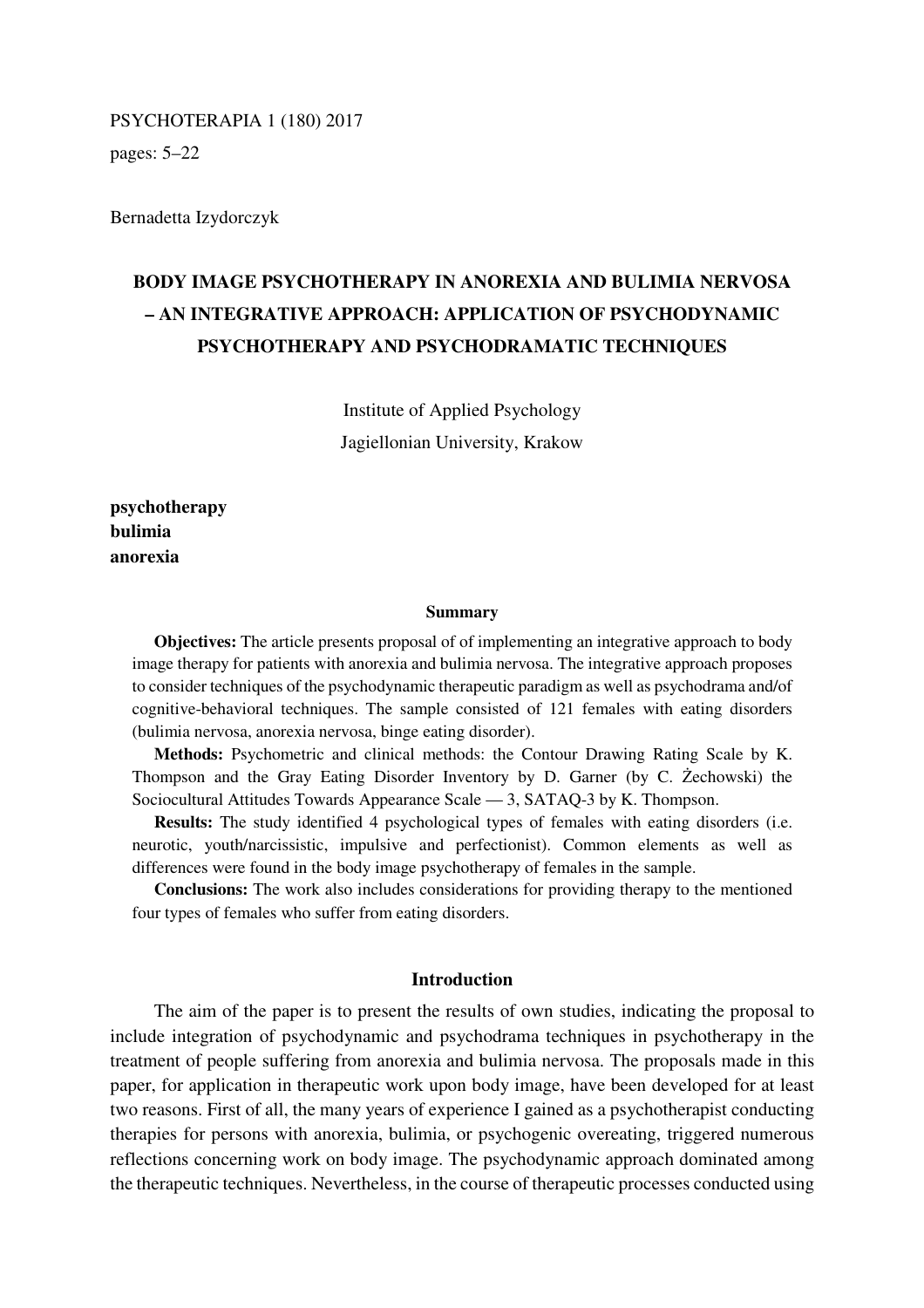PSYCHOTERAPIA 1 (180) 2017

pages: 5–22

Bernadetta Izydorczyk

# BODY IMAGE PSYCHOTHERAPY IN ANOREXIA AND BULIMIA NERVOSA – AN INTEGRATIVE APPROACH: APPLICATION OF PSYCHODYNAMIC PSYCHOTHERAPY AND PSYCHODRAMATIC TECHNIQUES

Institute of Applied Psychology
Jagiellonian University, Krakow

**psychotherapy**
**bulimia**
**anorexia**

#### Summary

**Objectives:** The article presents proposal of of implementing an integrative approach to body image therapy for patients with anorexia and bulimia nervosa. The integrative approach proposes to consider techniques of the psychodynamic therapeutic paradigm as well as psychodrama and/of cognitive-behavioral techniques. The sample consisted of 121 females with eating disorders (bulimia nervosa, anorexia nervosa, binge eating disorder).

**Methods:** Psychometric and clinical methods: the Contour Drawing Rating Scale by K. Thompson and the Gray Eating Disorder Inventory by D. Garner (by C. Żechowski) the Sociocultural Attitudes Towards Appearance Scale — 3, SATAQ-3 by K. Thompson.

**Results:** The study identified 4 psychological types of females with eating disorders (i.e. neurotic, youth/narcissistic, impulsive and perfectionist). Common elements as well as differences were found in the body image psychotherapy of females in the sample.

**Conclusions:** The work also includes considerations for providing therapy to the mentioned four types of females who suffer from eating disorders.

## Introduction

The aim of the paper is to present the results of own studies, indicating the proposal to include integration of psychodynamic and psychodrama techniques in psychotherapy in the treatment of people suffering from anorexia and bulimia nervosa. The proposals made in this paper, for application in therapeutic work upon body image, have been developed for at least two reasons. First of all, the many years of experience I gained as a psychotherapist conducting therapies for persons with anorexia, bulimia, or psychogenic overeating, triggered numerous reflections concerning work on body image. The psychodynamic approach dominated among the therapeutic techniques. Nevertheless, in the course of therapeutic processes conducted using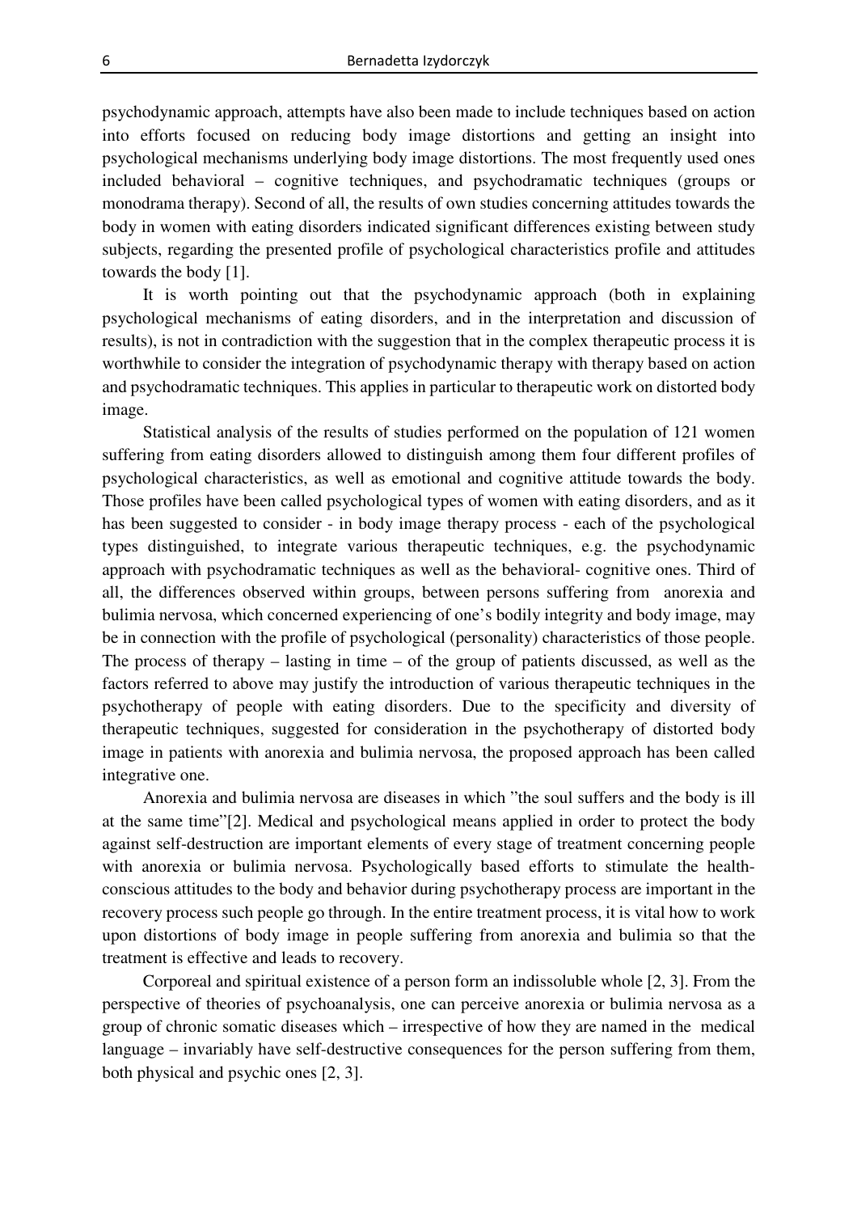psychodynamic approach, attempts have also been made to include techniques based on action into efforts focused on reducing body image distortions and getting an insight into psychological mechanisms underlying body image distortions. The most frequently used ones included behavioral – cognitive techniques, and psychodramatic techniques (groups or monodrama therapy). Second of all, the results of own studies concerning attitudes towards the body in women with eating disorders indicated significant differences existing between study subjects, regarding the presented profile of psychological characteristics profile and attitudes towards the body [1].

It is worth pointing out that the psychodynamic approach (both in explaining psychological mechanisms of eating disorders, and in the interpretation and discussion of results), is not in contradiction with the suggestion that in the complex therapeutic process it is worthwhile to consider the integration of psychodynamic therapy with therapy based on action and psychodramatic techniques. This applies in particular to therapeutic work on distorted body image.

Statistical analysis of the results of studies performed on the population of 121 women suffering from eating disorders allowed to distinguish among them four different profiles of psychological characteristics, as well as emotional and cognitive attitude towards the body. Those profiles have been called psychological types of women with eating disorders, and as it has been suggested to consider - in body image therapy process - each of the psychological types distinguished, to integrate various therapeutic techniques, e.g. the psychodynamic approach with psychodramatic techniques as well as the behavioral- cognitive ones. Third of all, the differences observed within groups, between persons suffering from anorexia and bulimia nervosa, which concerned experiencing of one's bodily integrity and body image, may be in connection with the profile of psychological (personality) characteristics of those people. The process of therapy – lasting in time – of the group of patients discussed, as well as the factors referred to above may justify the introduction of various therapeutic techniques in the psychotherapy of people with eating disorders. Due to the specificity and diversity of therapeutic techniques, suggested for consideration in the psychotherapy of distorted body image in patients with anorexia and bulimia nervosa, the proposed approach has been called integrative one.

Anorexia and bulimia nervosa are diseases in which "the soul suffers and the body is ill at the same time"[2]. Medical and psychological means applied in order to protect the body against self-destruction are important elements of every stage of treatment concerning people with anorexia or bulimia nervosa. Psychologically based efforts to stimulate the health-conscious attitudes to the body and behavior during psychotherapy process are important in the recovery process such people go through. In the entire treatment process, it is vital how to work upon distortions of body image in people suffering from anorexia and bulimia so that the treatment is effective and leads to recovery.

Corporeal and spiritual existence of a person form an indissoluble whole [2, 3]. From the perspective of theories of psychoanalysis, one can perceive anorexia or bulimia nervosa as a group of chronic somatic diseases which – irrespective of how they are named in the medical language – invariably have self-destructive consequences for the person suffering from them, both physical and psychic ones [2, 3].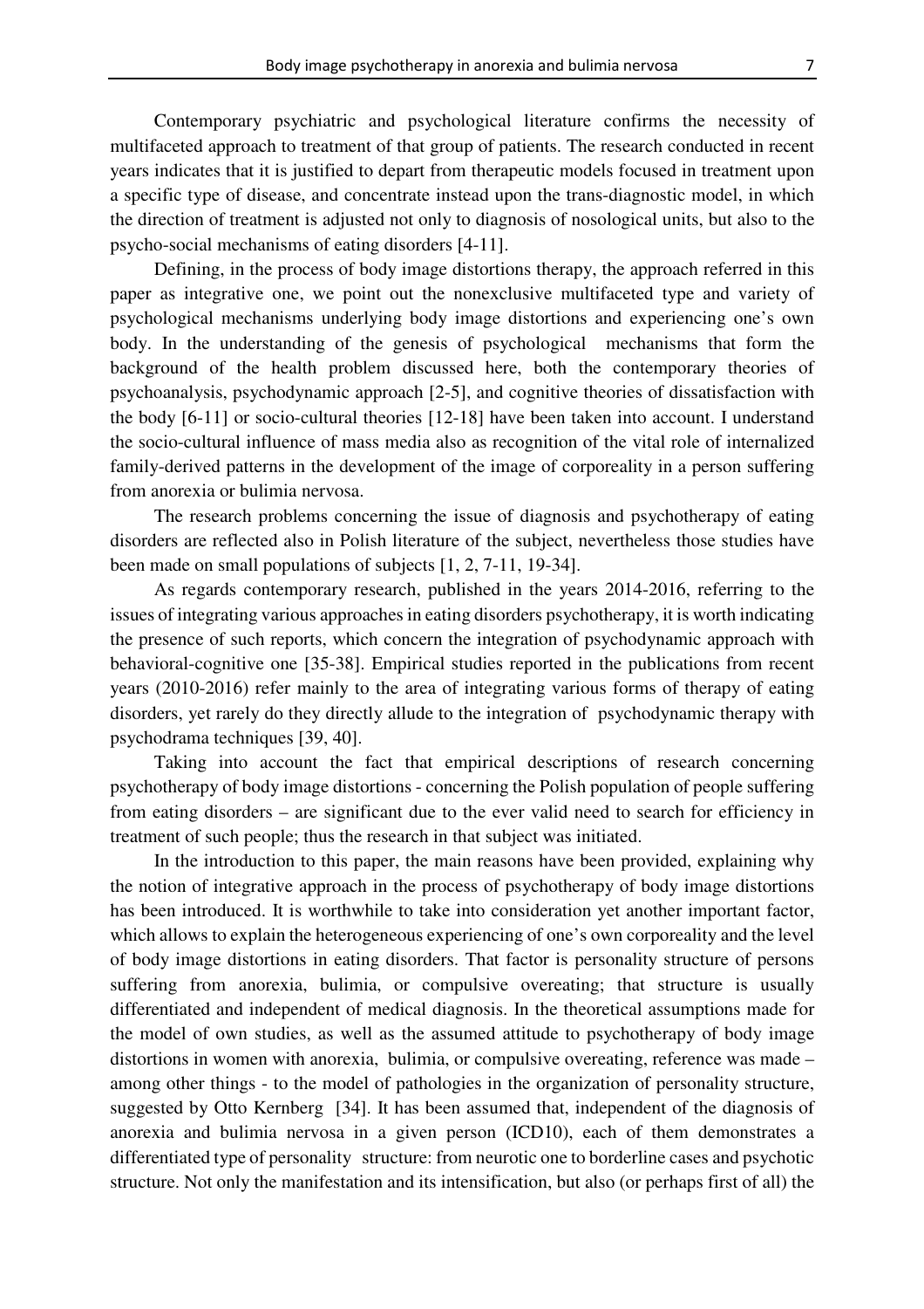Contemporary psychiatric and psychological literature confirms the necessity of multifaceted approach to treatment of that group of patients. The research conducted in recent years indicates that it is justified to depart from therapeutic models focused in treatment upon a specific type of disease, and concentrate instead upon the trans-diagnostic model, in which the direction of treatment is adjusted not only to diagnosis of nosological units, but also to the psycho-social mechanisms of eating disorders [4-11].

Defining, in the process of body image distortions therapy, the approach referred in this paper as integrative one, we point out the nonexclusive multifaceted type and variety of psychological mechanisms underlying body image distortions and experiencing one's own body. In the understanding of the genesis of psychological mechanisms that form the background of the health problem discussed here, both the contemporary theories of psychoanalysis, psychodynamic approach [2-5], and cognitive theories of dissatisfaction with the body [6-11] or socio-cultural theories [12-18] have been taken into account. I understand the socio-cultural influence of mass media also as recognition of the vital role of internalized family-derived patterns in the development of the image of corporeality in a person suffering from anorexia or bulimia nervosa.

The research problems concerning the issue of diagnosis and psychotherapy of eating disorders are reflected also in Polish literature of the subject, nevertheless those studies have been made on small populations of subjects [1, 2, 7-11, 19-34].

As regards contemporary research, published in the years 2014-2016, referring to the issues of integrating various approaches in eating disorders psychotherapy, it is worth indicating the presence of such reports, which concern the integration of psychodynamic approach with behavioral-cognitive one [35-38]. Empirical studies reported in the publications from recent years (2010-2016) refer mainly to the area of integrating various forms of therapy of eating disorders, yet rarely do they directly allude to the integration of psychodynamic therapy with psychodrama techniques [39, 40].

Taking into account the fact that empirical descriptions of research concerning psychotherapy of body image distortions - concerning the Polish population of people suffering from eating disorders – are significant due to the ever valid need to search for efficiency in treatment of such people; thus the research in that subject was initiated.

In the introduction to this paper, the main reasons have been provided, explaining why the notion of integrative approach in the process of psychotherapy of body image distortions has been introduced. It is worthwhile to take into consideration yet another important factor, which allows to explain the heterogeneous experiencing of one's own corporeality and the level of body image distortions in eating disorders. That factor is personality structure of persons suffering from anorexia, bulimia, or compulsive overeating; that structure is usually differentiated and independent of medical diagnosis. In the theoretical assumptions made for the model of own studies, as well as the assumed attitude to psychotherapy of body image distortions in women with anorexia, bulimia, or compulsive overeating, reference was made – among other things - to the model of pathologies in the organization of personality structure, suggested by Otto Kernberg [34]. It has been assumed that, independent of the diagnosis of anorexia and bulimia nervosa in a given person (ICD10), each of them demonstrates a differentiated type of personality structure: from neurotic one to borderline cases and psychotic structure. Not only the manifestation and its intensification, but also (or perhaps first of all) the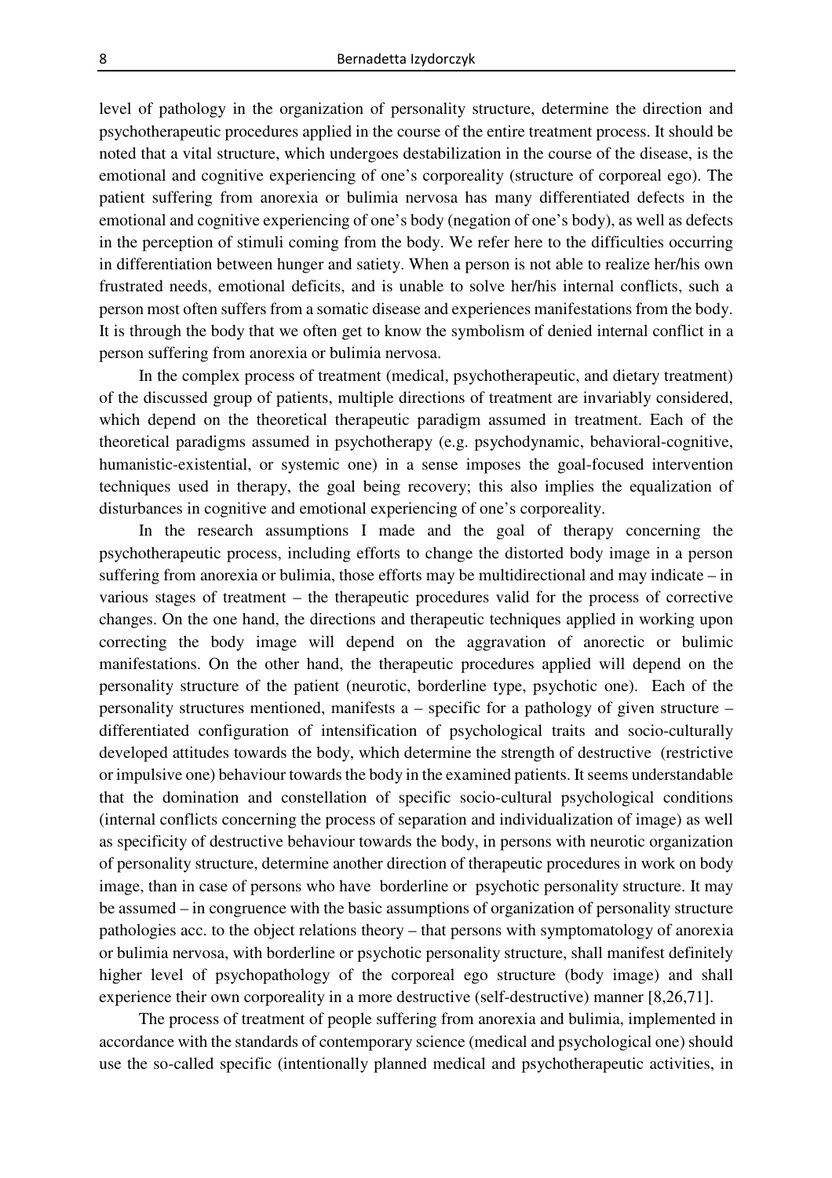level of pathology in the organization of personality structure, determine the direction and psychotherapeutic procedures applied in the course of the entire treatment process. It should be noted that a vital structure, which undergoes destabilization in the course of the disease, is the emotional and cognitive experiencing of one's corporeality (structure of corporeal ego). The patient suffering from anorexia or bulimia nervosa has many differentiated defects in the emotional and cognitive experiencing of one's body (negation of one's body), as well as defects in the perception of stimuli coming from the body. We refer here to the difficulties occurring in differentiation between hunger and satiety. When a person is not able to realize her/his own frustrated needs, emotional deficits, and is unable to solve her/his internal conflicts, such a person most often suffers from a somatic disease and experiences manifestations from the body. It is through the body that we often get to know the symbolism of denied internal conflict in a person suffering from anorexia or bulimia nervosa.

In the complex process of treatment (medical, psychotherapeutic, and dietary treatment) of the discussed group of patients, multiple directions of treatment are invariably considered, which depend on the theoretical therapeutic paradigm assumed in treatment. Each of the theoretical paradigms assumed in psychotherapy (e.g. psychodynamic, behavioral-cognitive, humanistic-existential, or systemic one) in a sense imposes the goal-focused intervention techniques used in therapy, the goal being recovery; this also implies the equalization of disturbances in cognitive and emotional experiencing of one's corporeality.

In the research assumptions I made and the goal of therapy concerning the psychotherapeutic process, including efforts to change the distorted body image in a person suffering from anorexia or bulimia, those efforts may be multidirectional and may indicate – in various stages of treatment – the therapeutic procedures valid for the process of corrective changes. On the one hand, the directions and therapeutic techniques applied in working upon correcting the body image will depend on the aggravation of anorectic or bulimic manifestations. On the other hand, the therapeutic procedures applied will depend on the personality structure of the patient (neurotic, borderline type, psychotic one). Each of the personality structures mentioned, manifests a – specific for a pathology of given structure – differentiated configuration of intensification of psychological traits and socio-culturally developed attitudes towards the body, which determine the strength of destructive (restrictive or impulsive one) behaviour towards the body in the examined patients. It seems understandable that the domination and constellation of specific socio-cultural psychological conditions (internal conflicts concerning the process of separation and individualization of image) as well as specificity of destructive behaviour towards the body, in persons with neurotic organization of personality structure, determine another direction of therapeutic procedures in work on body image, than in case of persons who have borderline or psychotic personality structure. It may be assumed – in congruence with the basic assumptions of organization of personality structure pathologies acc. to the object relations theory – that persons with symptomatology of anorexia or bulimia nervosa, with borderline or psychotic personality structure, shall manifest definitely higher level of psychopathology of the corporeal ego structure (body image) and shall experience their own corporeality in a more destructive (self-destructive) manner [8,26,71].

The process of treatment of people suffering from anorexia and bulimia, implemented in accordance with the standards of contemporary science (medical and psychological one) should use the so-called specific (intentionally planned medical and psychotherapeutic activities, in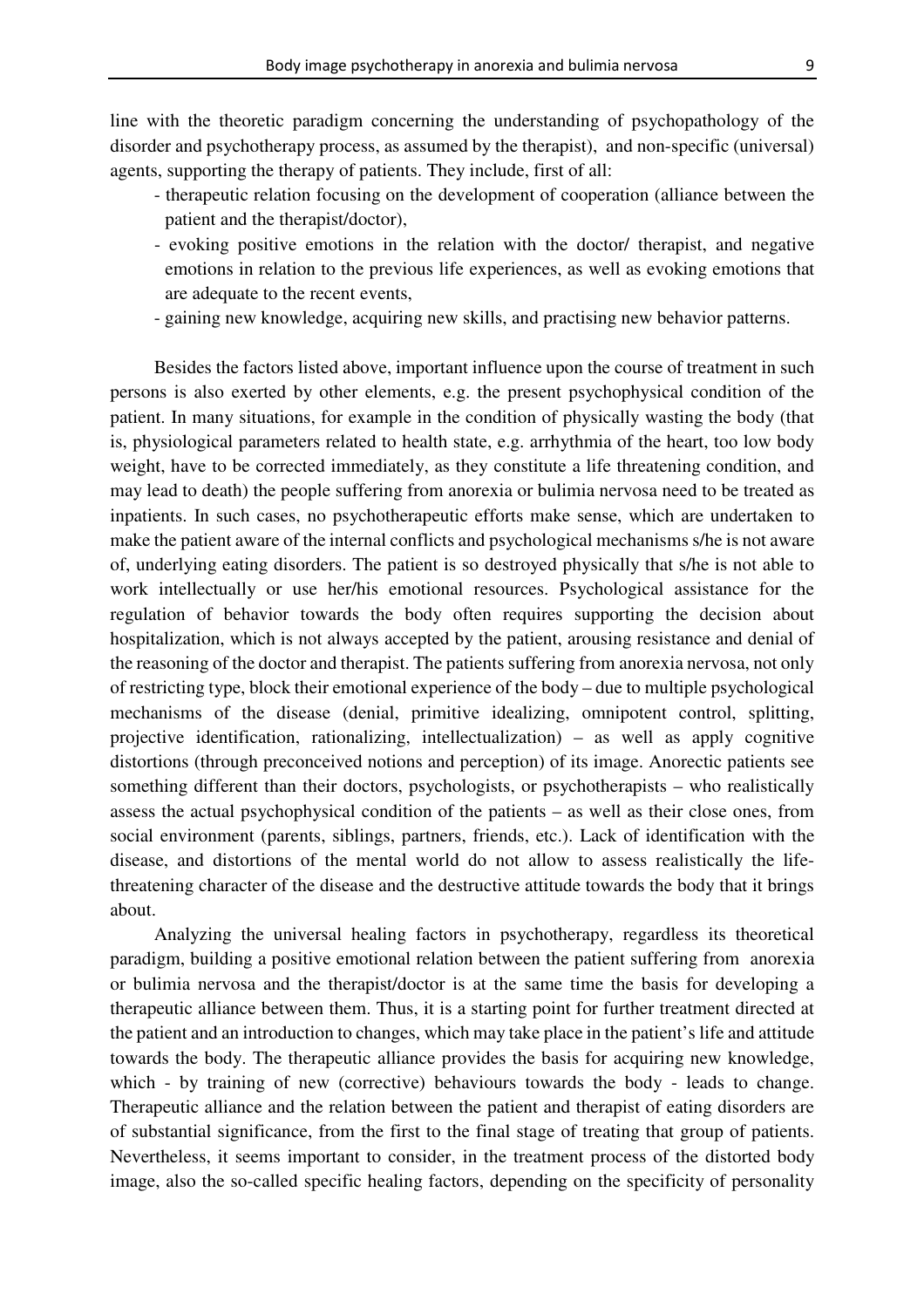line with the theoretic paradigm concerning the understanding of psychopathology of the disorder and psychotherapy process, as assumed by the therapist), and non-specific (universal) agents, supporting the therapy of patients. They include, first of all:

- therapeutic relation focusing on the development of cooperation (alliance between the patient and the therapist/doctor),
- evoking positive emotions in the relation with the doctor/ therapist, and negative emotions in relation to the previous life experiences, as well as evoking emotions that are adequate to the recent events,
- gaining new knowledge, acquiring new skills, and practising new behavior patterns.

Besides the factors listed above, important influence upon the course of treatment in such persons is also exerted by other elements, e.g. the present psychophysical condition of the patient. In many situations, for example in the condition of physically wasting the body (that is, physiological parameters related to health state, e.g. arrhythmia of the heart, too low body weight, have to be corrected immediately, as they constitute a life threatening condition, and may lead to death) the people suffering from anorexia or bulimia nervosa need to be treated as inpatients. In such cases, no psychotherapeutic efforts make sense, which are undertaken to make the patient aware of the internal conflicts and psychological mechanisms s/he is not aware of, underlying eating disorders. The patient is so destroyed physically that s/he is not able to work intellectually or use her/his emotional resources. Psychological assistance for the regulation of behavior towards the body often requires supporting the decision about hospitalization, which is not always accepted by the patient, arousing resistance and denial of the reasoning of the doctor and therapist. The patients suffering from anorexia nervosa, not only of restricting type, block their emotional experience of the body – due to multiple psychological mechanisms of the disease (denial, primitive idealizing, omnipotent control, splitting, projective identification, rationalizing, intellectualization) – as well as apply cognitive distortions (through preconceived notions and perception) of its image. Anorectic patients see something different than their doctors, psychologists, or psychotherapists – who realistically assess the actual psychophysical condition of the patients – as well as their close ones, from social environment (parents, siblings, partners, friends, etc.). Lack of identification with the disease, and distortions of the mental world do not allow to assess realistically the life-threatening character of the disease and the destructive attitude towards the body that it brings about.

Analyzing the universal healing factors in psychotherapy, regardless its theoretical paradigm, building a positive emotional relation between the patient suffering from anorexia or bulimia nervosa and the therapist/doctor is at the same time the basis for developing a therapeutic alliance between them. Thus, it is a starting point for further treatment directed at the patient and an introduction to changes, which may take place in the patient's life and attitude towards the body. The therapeutic alliance provides the basis for acquiring new knowledge, which - by training of new (corrective) behaviours towards the body - leads to change. Therapeutic alliance and the relation between the patient and therapist of eating disorders are of substantial significance, from the first to the final stage of treating that group of patients. Nevertheless, it seems important to consider, in the treatment process of the distorted body image, also the so-called specific healing factors, depending on the specificity of personality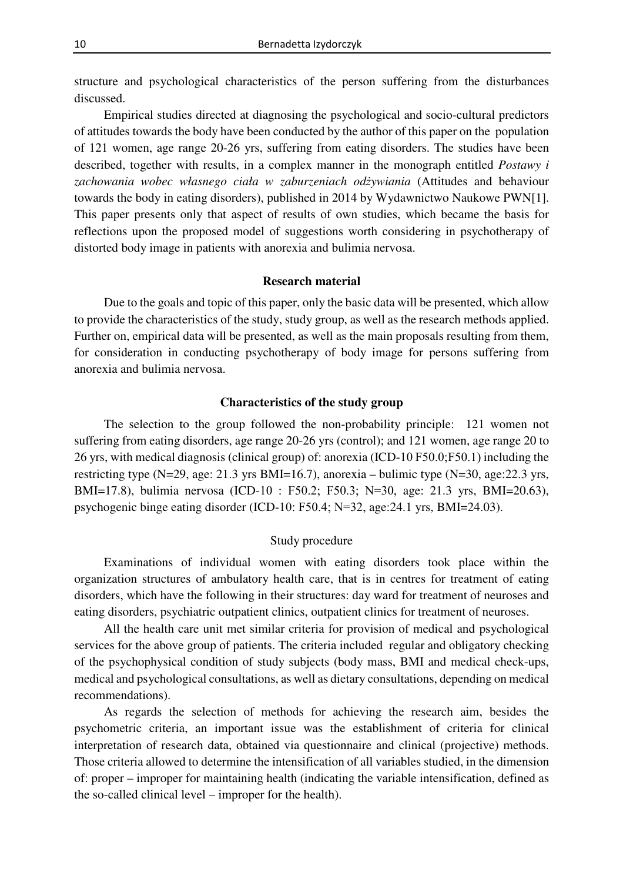structure and psychological characteristics of the person suffering from the disturbances discussed.

Empirical studies directed at diagnosing the psychological and socio-cultural predictors of attitudes towards the body have been conducted by the author of this paper on the population of 121 women, age range 20-26 yrs, suffering from eating disorders. The studies have been described, together with results, in a complex manner in the monograph entitled *Postawy i zachowania wobec własnego ciała w zaburzeniach odżywiania* (Attitudes and behaviour towards the body in eating disorders), published in 2014 by Wydawnictwo Naukowe PWN[1]. This paper presents only that aspect of results of own studies, which became the basis for reflections upon the proposed model of suggestions worth considering in psychotherapy of distorted body image in patients with anorexia and bulimia nervosa.

## Research material

Due to the goals and topic of this paper, only the basic data will be presented, which allow to provide the characteristics of the study, study group, as well as the research methods applied. Further on, empirical data will be presented, as well as the main proposals resulting from them, for consideration in conducting psychotherapy of body image for persons suffering from anorexia and bulimia nervosa.

### Characteristics of the study group

The selection to the group followed the non-probability principle: 121 women not suffering from eating disorders, age range 20-26 yrs (control); and 121 women, age range 20 to 26 yrs, with medical diagnosis (clinical group) of: anorexia (ICD-10 F50.0;F50.1) including the restricting type (N=29, age: 21.3 yrs BMI=16.7), anorexia – bulimic type (N=30, age:22.3 yrs, BMI=17.8), bulimia nervosa (ICD-10 : F50.2; F50.3; N=30, age: 21.3 yrs, BMI=20.63), psychogenic binge eating disorder (ICD-10: F50.4; N=32, age:24.1 yrs, BMI=24.03).

#### Study procedure

Examinations of individual women with eating disorders took place within the organization structures of ambulatory health care, that is in centres for treatment of eating disorders, which have the following in their structures: day ward for treatment of neuroses and eating disorders, psychiatric outpatient clinics, outpatient clinics for treatment of neuroses.

All the health care unit met similar criteria for provision of medical and psychological services for the above group of patients. The criteria included regular and obligatory checking of the psychophysical condition of study subjects (body mass, BMI and medical check-ups, medical and psychological consultations, as well as dietary consultations, depending on medical recommendations).

As regards the selection of methods for achieving the research aim, besides the psychometric criteria, an important issue was the establishment of criteria for clinical interpretation of research data, obtained via questionnaire and clinical (projective) methods. Those criteria allowed to determine the intensification of all variables studied, in the dimension of: proper – improper for maintaining health (indicating the variable intensification, defined as the so-called clinical level – improper for the health).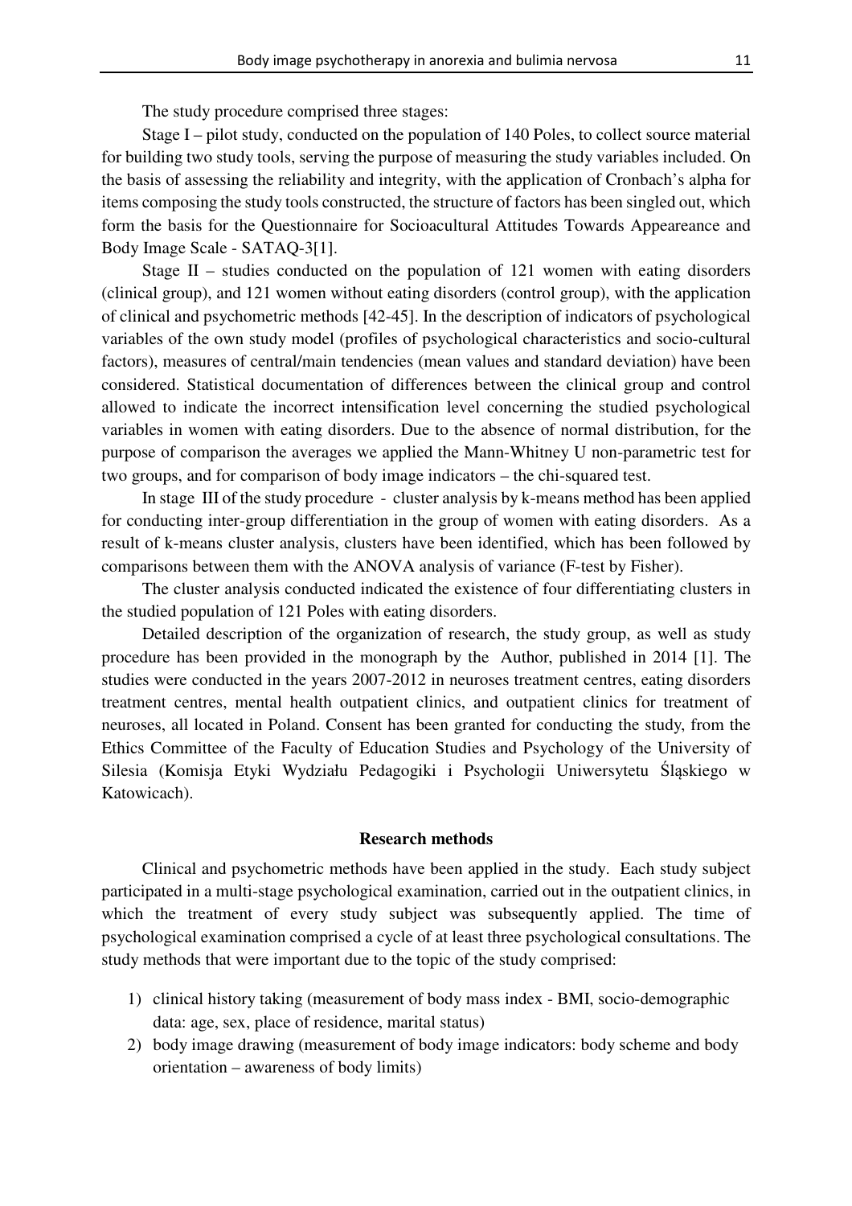The study procedure comprised three stages:

Stage I – pilot study, conducted on the population of 140 Poles, to collect source material for building two study tools, serving the purpose of measuring the study variables included. On the basis of assessing the reliability and integrity, with the application of Cronbach's alpha for items composing the study tools constructed, the structure of factors has been singled out, which form the basis for the Questionnaire for Socioacultural Attitudes Towards Appeareance and Body Image Scale - SATAQ-3[1].

Stage II – studies conducted on the population of 121 women with eating disorders (clinical group), and 121 women without eating disorders (control group), with the application of clinical and psychometric methods [42-45]. In the description of indicators of psychological variables of the own study model (profiles of psychological characteristics and socio-cultural factors), measures of central/main tendencies (mean values and standard deviation) have been considered. Statistical documentation of differences between the clinical group and control allowed to indicate the incorrect intensification level concerning the studied psychological variables in women with eating disorders. Due to the absence of normal distribution, for the purpose of comparison the averages we applied the Mann-Whitney U non-parametric test for two groups, and for comparison of body image indicators – the chi-squared test.

In stage III of the study procedure - cluster analysis by k-means method has been applied for conducting inter-group differentiation in the group of women with eating disorders. As a result of k-means cluster analysis, clusters have been identified, which has been followed by comparisons between them with the ANOVA analysis of variance (F-test by Fisher).

The cluster analysis conducted indicated the existence of four differentiating clusters in the studied population of 121 Poles with eating disorders.

Detailed description of the organization of research, the study group, as well as study procedure has been provided in the monograph by the Author, published in 2014 [1]. The studies were conducted in the years 2007-2012 in neuroses treatment centres, eating disorders treatment centres, mental health outpatient clinics, and outpatient clinics for treatment of neuroses, all located in Poland. Consent has been granted for conducting the study, from the Ethics Committee of the Faculty of Education Studies and Psychology of the University of Silesia (Komisja Etyki Wydziału Pedagogiki i Psychologii Uniwersytetu Śląskiego w Katowicach).

## Research methods

Clinical and psychometric methods have been applied in the study. Each study subject participated in a multi-stage psychological examination, carried out in the outpatient clinics, in which the treatment of every study subject was subsequently applied. The time of psychological examination comprised a cycle of at least three psychological consultations. The study methods that were important due to the topic of the study comprised:

1) clinical history taking (measurement of body mass index - BMI, socio-demographic data: age, sex, place of residence, marital status)
2) body image drawing (measurement of body image indicators: body scheme and body orientation – awareness of body limits)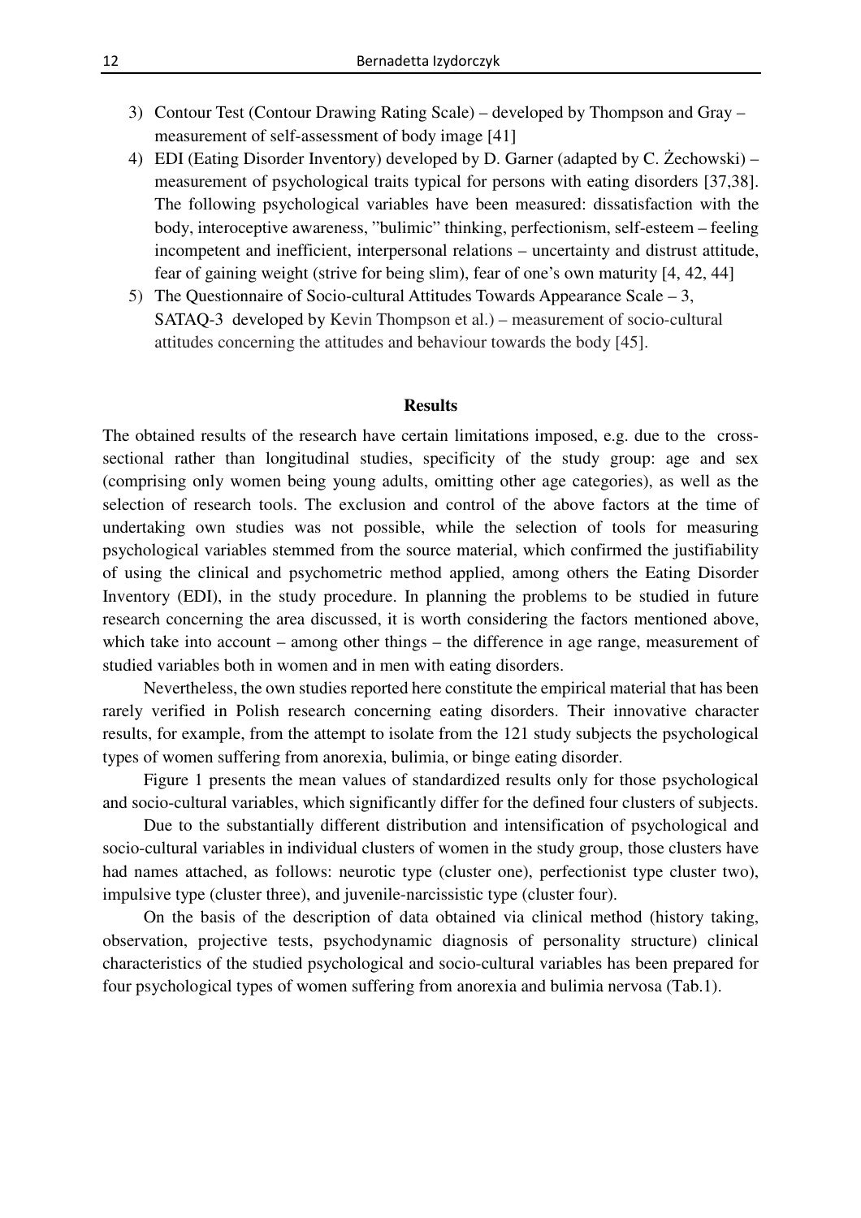3) Contour Test (Contour Drawing Rating Scale) – developed by Thompson and Gray – measurement of self-assessment of body image [41]
4) EDI (Eating Disorder Inventory) developed by D. Garner (adapted by C. Żechowski) – measurement of psychological traits typical for persons with eating disorders [37,38]. The following psychological variables have been measured: dissatisfaction with the body, interoceptive awareness, "bulimic" thinking, perfectionism, self-esteem – feeling incompetent and inefficient, interpersonal relations – uncertainty and distrust attitude, fear of gaining weight (strive for being slim), fear of one's own maturity [4, 42, 44]
5) The Questionnaire of Socio-cultural Attitudes Towards Appearance Scale – 3, SATAQ-3 developed by Kevin Thompson et al.) – measurement of socio-cultural attitudes concerning the attitudes and behaviour towards the body [45].

**Results**

The obtained results of the research have certain limitations imposed, e.g. due to the cross-sectional rather than longitudinal studies, specificity of the study group: age and sex (comprising only women being young adults, omitting other age categories), as well as the selection of research tools. The exclusion and control of the above factors at the time of undertaking own studies was not possible, while the selection of tools for measuring psychological variables stemmed from the source material, which confirmed the justifiability of using the clinical and psychometric method applied, among others the Eating Disorder Inventory (EDI), in the study procedure. In planning the problems to be studied in future research concerning the area discussed, it is worth considering the factors mentioned above, which take into account – among other things – the difference in age range, measurement of studied variables both in women and in men with eating disorders.

Nevertheless, the own studies reported here constitute the empirical material that has been rarely verified in Polish research concerning eating disorders. Their innovative character results, for example, from the attempt to isolate from the 121 study subjects the psychological types of women suffering from anorexia, bulimia, or binge eating disorder.

Figure 1 presents the mean values of standardized results only for those psychological and socio-cultural variables, which significantly differ for the defined four clusters of subjects.

Due to the substantially different distribution and intensification of psychological and socio-cultural variables in individual clusters of women in the study group, those clusters have had names attached, as follows: neurotic type (cluster one), perfectionist type cluster two), impulsive type (cluster three), and juvenile-narcissistic type (cluster four).

On the basis of the description of data obtained via clinical method (history taking, observation, projective tests, psychodynamic diagnosis of personality structure) clinical characteristics of the studied psychological and socio-cultural variables has been prepared for four psychological types of women suffering from anorexia and bulimia nervosa (Tab.1).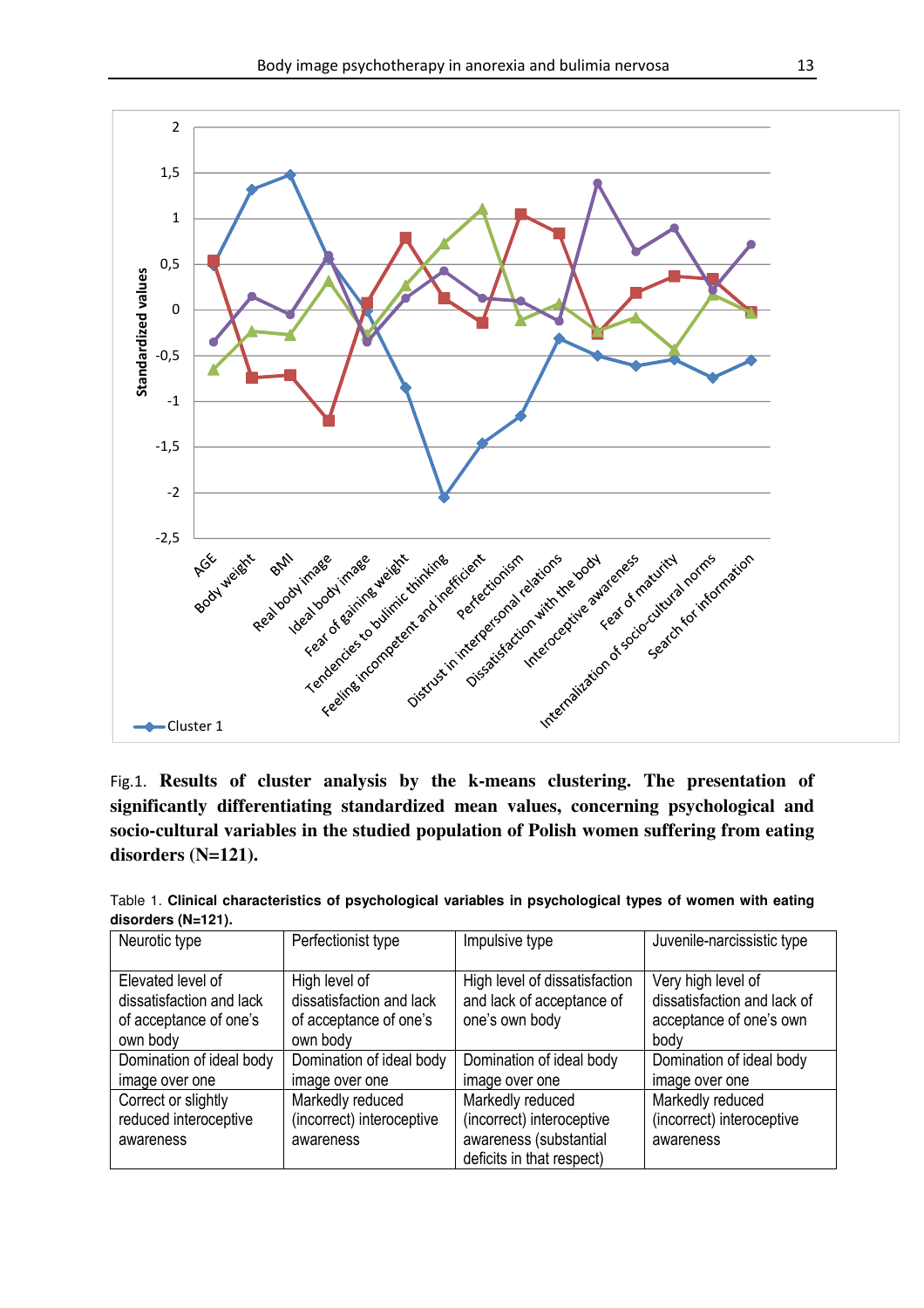Fig.1. **Results of cluster analysis by the k-means clustering. The presentation of significantly differentiating standardized mean values, concerning psychological and socio-cultural variables in the studied population of Polish women suffering from eating disorders (N=121).**

Table 1. **Clinical characteristics of psychological variables in psychological types of women with eating disorders (N=121).**

| Neurotic type | Perfectionist type | Impulsive type | Juvenile-narcissistic type |
|---|---|---|---|
| Elevated level of dissatisfaction and lack of acceptance of one's own body | High level of dissatisfaction and lack of acceptance of one's own body | High level of dissatisfaction and lack of acceptance of one's own body | Very high level of dissatisfaction and lack of acceptance of one's own body |
| Domination of ideal body image over one | Domination of ideal body image over one | Domination of ideal body image over one | Domination of ideal body image over one |
| Correct or slightly reduced interoceptive awareness | Markedly reduced (incorrect) interoceptive awareness | Markedly reduced (incorrect) interoceptive awareness (substantial deficits in that respect) | Markedly reduced (incorrect) interoceptive awareness |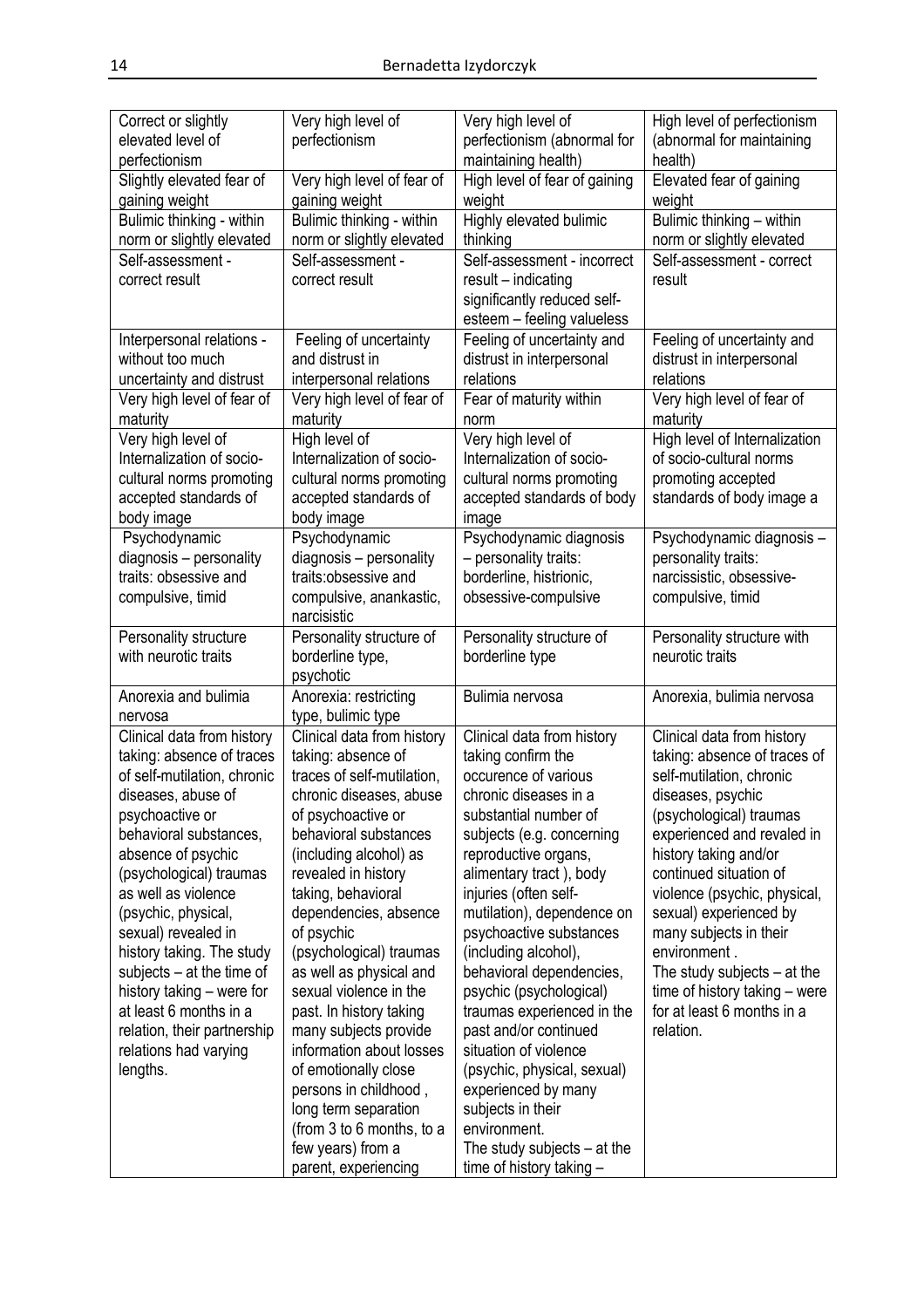| Correct or slightly elevated level of perfectionism | Very high level of perfectionism | Very high level of perfectionism (abnormal for maintaining health) | High level of perfectionism (abnormal for maintaining health) |
|---|---|---|---|
| Slightly elevated fear of gaining weight | Very high level of fear of gaining weight | High level of fear of gaining weight | Elevated fear of gaining weight |
| Bulimic thinking - within norm or slightly elevated | Bulimic thinking - within norm or slightly elevated | Highly elevated bulimic thinking | Bulimic thinking – within norm or slightly elevated |
| Self-assessment - correct result | Self-assessment - correct result | Self-assessment - incorrect result – indicating significantly reduced self-esteem – feeling valueless | Self-assessment - correct result |
| Interpersonal relations - without too much uncertainty and distrust | Feeling of uncertainty and distrust in interpersonal relations | Feeling of uncertainty and distrust in interpersonal relations | Feeling of uncertainty and distrust in interpersonal relations |
| Very high level of fear of maturity | Very high level of fear of maturity | Fear of maturity within norm | Very high level of fear of maturity |
| Very high level of Internalization of socio-cultural norms promoting accepted standards of body image | High level of Internalization of socio-cultural norms promoting accepted standards of body image | Very high level of Internalization of socio-cultural norms promoting accepted standards of body image | High level of Internalization of socio-cultural norms promoting accepted standards of body image a |
| Psychodynamic diagnosis – personality traits: obsessive and compulsive, timid | Psychodynamic diagnosis – personality traits:obsessive and compulsive, anankastic, narcisistic | Psychodynamic diagnosis – personality traits: borderline, histrionic, obsessive-compulsive | Psychodynamic diagnosis – personality traits: narcissistic, obsessive-compulsive, timid |
| Personality structure with neurotic traits | Personality structure of borderline type, psychotic | Personality structure of borderline type | Personality structure with neurotic traits |
| Anorexia and bulimia nervosa | Anorexia: restricting type, bulimic type | Bulimia nervosa | Anorexia, bulimia nervosa |
| Clinical data from history taking: absence of traces of self-mutilation, chronic diseases, abuse of psychoactive or behavioral substances, absence of psychic (psychological) traumas as well as violence (psychic, physical, sexual) revealed in history taking. The study subjects – at the time of history taking – were for at least 6 months in a relation, their partnership relations had varying lengths. | Clinical data from history taking: absence of traces of self-mutilation, chronic diseases, abuse of psychoactive or behavioral substances (including alcohol) as revealed in history taking, behavioral dependencies, absence of psychic (psychological) traumas as well as physical and sexual violence in the past. In history taking many subjects provide information about losses of emotionally close persons in childhood , long term separation (from 3 to 6 months, to a few years) from a parent, experiencing | Clinical data from history taking confirm the occurence of various chronic diseases in a substantial number of subjects (e.g. concerning reproductive organs, alimentary tract ), body injuries (often self-mutilation), dependence on psychoactive substances (including alcohol), behavioral dependencies, psychic (psychological) traumas experienced in the past and/or continued situation of violence (psychic, physical, sexual) experienced by many subjects in their environment. The study subjects – at the time of history taking – | Clinical data from history taking: absence of traces of self-mutilation, chronic diseases, psychic (psychological) traumas experienced and revealed in history taking and/or continued situation of violence (psychic, physical, sexual) experienced by many subjects in their environment . The study subjects – at the time of history taking – were for at least 6 months in a relation. |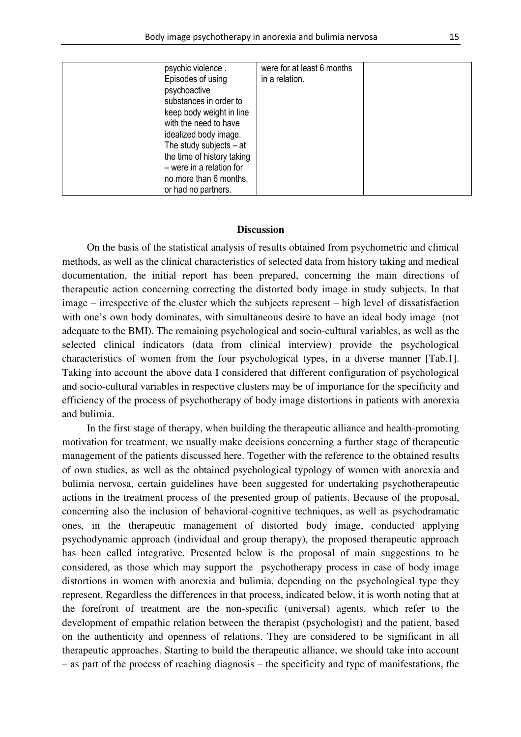|  | psychic violence . Episodes of using psychoactive substances in order to keep body weight in line with the need to have idealized body image. The study subjects – at the time of history taking – were in a relation for no more than 6 months, or had no partners. | were for at least 6 months in a relation. |  |
|---|---|---|---|

**Discussion**

On the basis of the statistical analysis of results obtained from psychometric and clinical methods, as well as the clinical characteristics of selected data from history taking and medical documentation, the initial report has been prepared, concerning the main directions of therapeutic action concerning correcting the distorted body image in study subjects. In that image – irrespective of the cluster which the subjects represent – high level of dissatisfaction with one's own body dominates, with simultaneous desire to have an ideal body image (not adequate to the BMI). The remaining psychological and socio-cultural variables, as well as the selected clinical indicators (data from clinical interview) provide the psychological characteristics of women from the four psychological types, in a diverse manner [Tab.1]. Taking into account the above data I considered that different configuration of psychological and socio-cultural variables in respective clusters may be of importance for the specificity and efficiency of the process of psychotherapy of body image distortions in patients with anorexia and bulimia.

In the first stage of therapy, when building the therapeutic alliance and health-promoting motivation for treatment, we usually make decisions concerning a further stage of therapeutic management of the patients discussed here. Together with the reference to the obtained results of own studies, as well as the obtained psychological typology of women with anorexia and bulimia nervosa, certain guidelines have been suggested for undertaking psychotherapeutic actions in the treatment process of the presented group of patients. Because of the proposal, concerning also the inclusion of behavioral-cognitive techniques, as well as psychodramatic ones, in the therapeutic management of distorted body image, conducted applying psychodynamic approach (individual and group therapy), the proposed therapeutic approach has been called integrative. Presented below is the proposal of main suggestions to be considered, as those which may support the psychotherapy process in case of body image distortions in women with anorexia and bulimia, depending on the psychological type they represent. Regardless the differences in that process, indicated below, it is worth noting that at the forefront of treatment are the non-specific (universal) agents, which refer to the development of empathic relation between the therapist (psychologist) and the patient, based on the authenticity and openness of relations. They are considered to be significant in all therapeutic approaches. Starting to build the therapeutic alliance, we should take into account – as part of the process of reaching diagnosis – the specificity and type of manifestations, the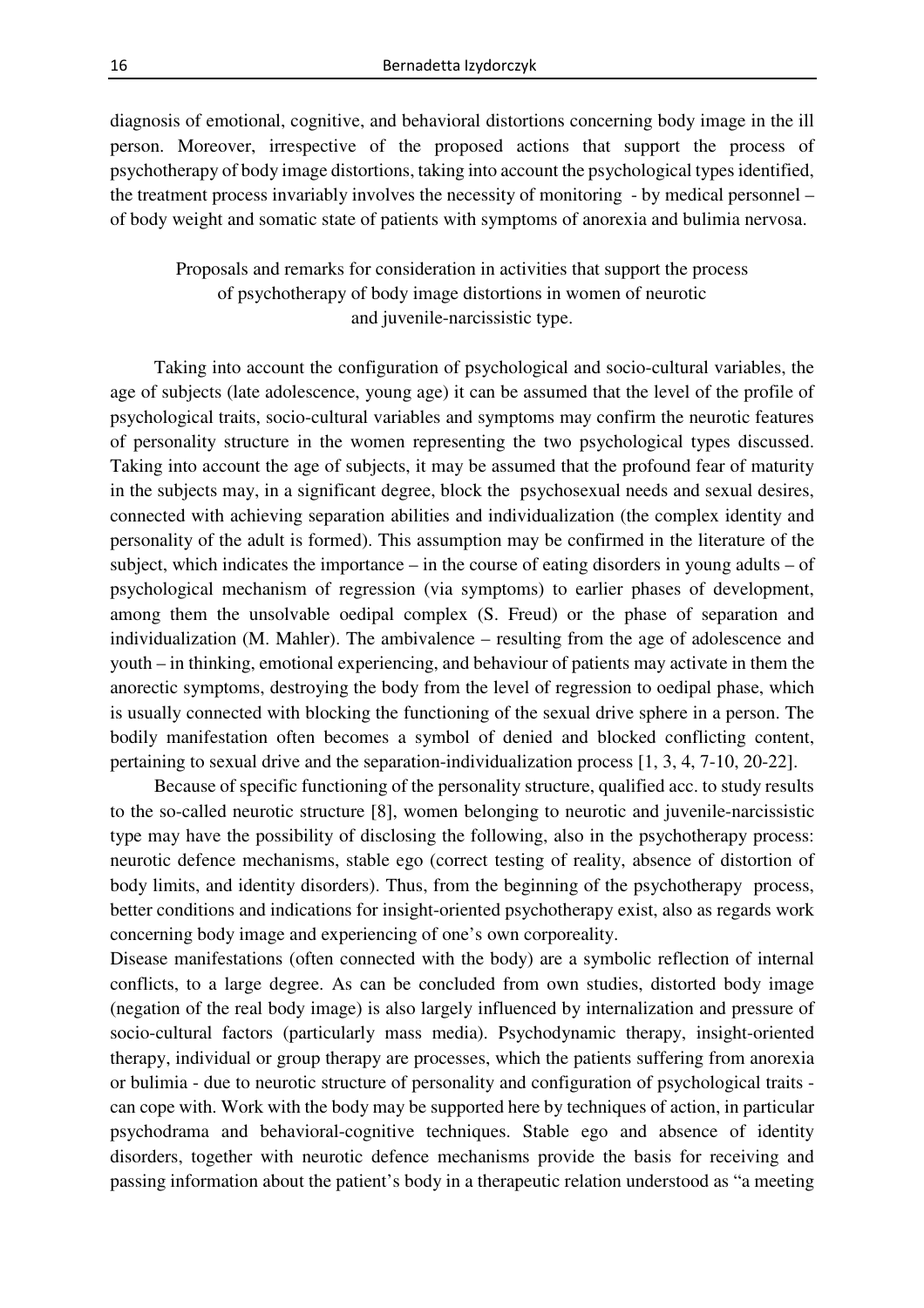diagnosis of emotional, cognitive, and behavioral distortions concerning body image in the ill person. Moreover, irrespective of the proposed actions that support the process of psychotherapy of body image distortions, taking into account the psychological types identified, the treatment process invariably involves the necessity of monitoring - by medical personnel – of body weight and somatic state of patients with symptoms of anorexia and bulimia nervosa.

### Proposals and remarks for consideration in activities that support the process of psychotherapy of body image distortions in women of neurotic and juvenile-narcissistic type.

Taking into account the configuration of psychological and socio-cultural variables, the age of subjects (late adolescence, young age) it can be assumed that the level of the profile of psychological traits, socio-cultural variables and symptoms may confirm the neurotic features of personality structure in the women representing the two psychological types discussed. Taking into account the age of subjects, it may be assumed that the profound fear of maturity in the subjects may, in a significant degree, block the psychosexual needs and sexual desires, connected with achieving separation abilities and individualization (the complex identity and personality of the adult is formed). This assumption may be confirmed in the literature of the subject, which indicates the importance – in the course of eating disorders in young adults – of psychological mechanism of regression (via symptoms) to earlier phases of development, among them the unsolvable oedipal complex (S. Freud) or the phase of separation and individualization (M. Mahler). The ambivalence – resulting from the age of adolescence and youth – in thinking, emotional experiencing, and behaviour of patients may activate in them the anorectic symptoms, destroying the body from the level of regression to oedipal phase, which is usually connected with blocking the functioning of the sexual drive sphere in a person. The bodily manifestation often becomes a symbol of denied and blocked conflicting content, pertaining to sexual drive and the separation-individualization process [1, 3, 4, 7-10, 20-22].

Because of specific functioning of the personality structure, qualified acc. to study results to the so-called neurotic structure [8], women belonging to neurotic and juvenile-narcissistic type may have the possibility of disclosing the following, also in the psychotherapy process: neurotic defence mechanisms, stable ego (correct testing of reality, absence of distortion of body limits, and identity disorders). Thus, from the beginning of the psychotherapy process, better conditions and indications for insight-oriented psychotherapy exist, also as regards work concerning body image and experiencing of one's own corporeality.

Disease manifestations (often connected with the body) are a symbolic reflection of internal conflicts, to a large degree. As can be concluded from own studies, distorted body image (negation of the real body image) is also largely influenced by internalization and pressure of socio-cultural factors (particularly mass media). Psychodynamic therapy, insight-oriented therapy, individual or group therapy are processes, which the patients suffering from anorexia or bulimia - due to neurotic structure of personality and configuration of psychological traits - can cope with. Work with the body may be supported here by techniques of action, in particular psychodrama and behavioral-cognitive techniques. Stable ego and absence of identity disorders, together with neurotic defence mechanisms provide the basis for receiving and passing information about the patient's body in a therapeutic relation understood as "a meeting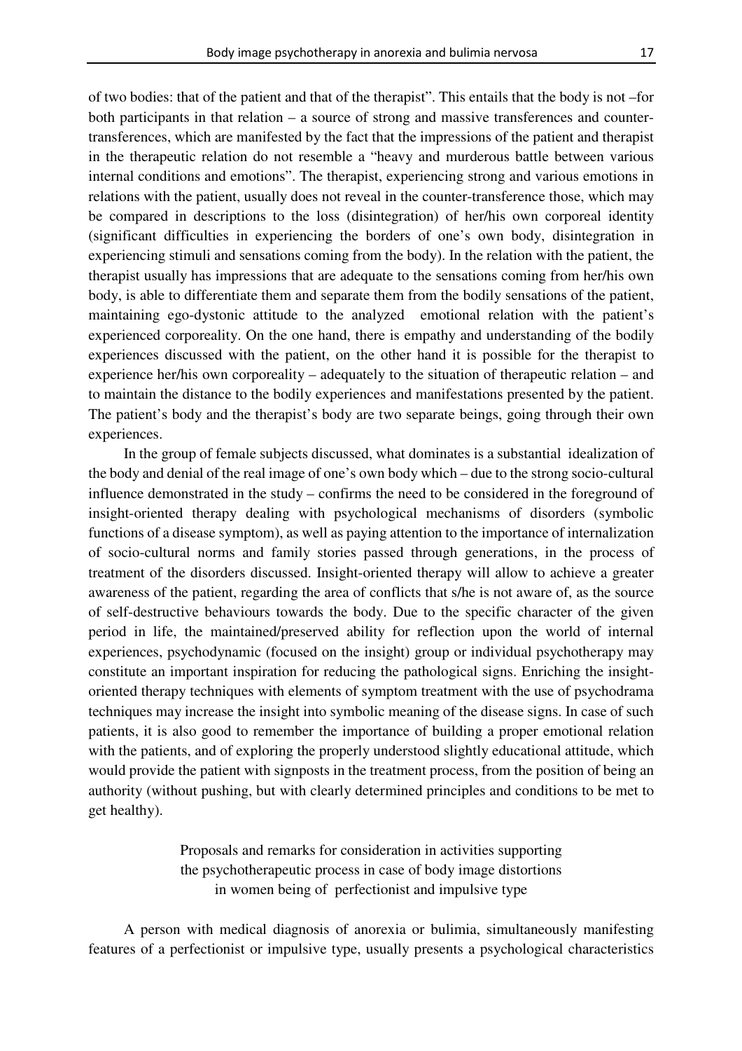of two bodies: that of the patient and that of the therapist". This entails that the body is not –for both participants in that relation – a source of strong and massive transferences and counter-transferences, which are manifested by the fact that the impressions of the patient and therapist in the therapeutic relation do not resemble a "heavy and murderous battle between various internal conditions and emotions". The therapist, experiencing strong and various emotions in relations with the patient, usually does not reveal in the counter-transference those, which may be compared in descriptions to the loss (disintegration) of her/his own corporeal identity (significant difficulties in experiencing the borders of one's own body, disintegration in experiencing stimuli and sensations coming from the body). In the relation with the patient, the therapist usually has impressions that are adequate to the sensations coming from her/his own body, is able to differentiate them and separate them from the bodily sensations of the patient, maintaining ego-dystonic attitude to the analyzed emotional relation with the patient's experienced corporeality. On the one hand, there is empathy and understanding of the bodily experiences discussed with the patient, on the other hand it is possible for the therapist to experience her/his own corporeality – adequately to the situation of therapeutic relation – and to maintain the distance to the bodily experiences and manifestations presented by the patient. The patient's body and the therapist's body are two separate beings, going through their own experiences.

In the group of female subjects discussed, what dominates is a substantial idealization of the body and denial of the real image of one's own body which – due to the strong socio-cultural influence demonstrated in the study – confirms the need to be considered in the foreground of insight-oriented therapy dealing with psychological mechanisms of disorders (symbolic functions of a disease symptom), as well as paying attention to the importance of internalization of socio-cultural norms and family stories passed through generations, in the process of treatment of the disorders discussed. Insight-oriented therapy will allow to achieve a greater awareness of the patient, regarding the area of conflicts that s/he is not aware of, as the source of self-destructive behaviours towards the body. Due to the specific character of the given period in life, the maintained/preserved ability for reflection upon the world of internal experiences, psychodynamic (focused on the insight) group or individual psychotherapy may constitute an important inspiration for reducing the pathological signs. Enriching the insight-oriented therapy techniques with elements of symptom treatment with the use of psychodrama techniques may increase the insight into symbolic meaning of the disease signs. In case of such patients, it is also good to remember the importance of building a proper emotional relation with the patients, and of exploring the properly understood slightly educational attitude, which would provide the patient with signposts in the treatment process, from the position of being an authority (without pushing, but with clearly determined principles and conditions to be met to get healthy).

## Proposals and remarks for consideration in activities supporting the psychotherapeutic process in case of body image distortions in women being of perfectionist and impulsive type

A person with medical diagnosis of anorexia or bulimia, simultaneously manifesting features of a perfectionist or impulsive type, usually presents a psychological characteristics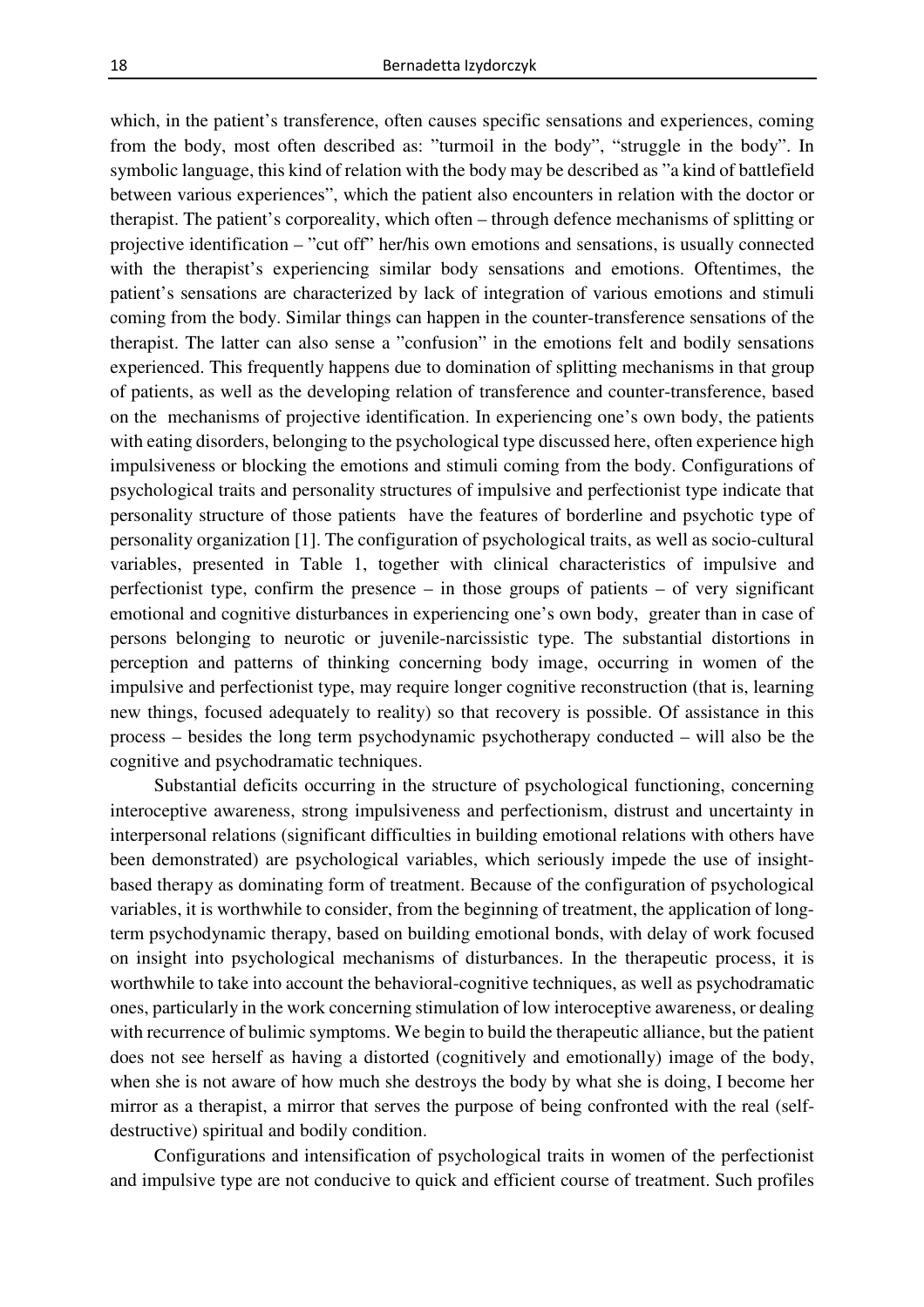which, in the patient's transference, often causes specific sensations and experiences, coming from the body, most often described as: "turmoil in the body", "struggle in the body". In symbolic language, this kind of relation with the body may be described as "a kind of battlefield between various experiences", which the patient also encounters in relation with the doctor or therapist. The patient's corporeality, which often – through defence mechanisms of splitting or projective identification – "cut off" her/his own emotions and sensations, is usually connected with the therapist's experiencing similar body sensations and emotions. Oftentimes, the patient's sensations are characterized by lack of integration of various emotions and stimuli coming from the body. Similar things can happen in the counter-transference sensations of the therapist. The latter can also sense a "confusion" in the emotions felt and bodily sensations experienced. This frequently happens due to domination of splitting mechanisms in that group of patients, as well as the developing relation of transference and counter-transference, based on the mechanisms of projective identification. In experiencing one's own body, the patients with eating disorders, belonging to the psychological type discussed here, often experience high impulsiveness or blocking the emotions and stimuli coming from the body. Configurations of psychological traits and personality structures of impulsive and perfectionist type indicate that personality structure of those patients have the features of borderline and psychotic type of personality organization [1]. The configuration of psychological traits, as well as socio-cultural variables, presented in Table 1, together with clinical characteristics of impulsive and perfectionist type, confirm the presence – in those groups of patients – of very significant emotional and cognitive disturbances in experiencing one's own body, greater than in case of persons belonging to neurotic or juvenile-narcissistic type. The substantial distortions in perception and patterns of thinking concerning body image, occurring in women of the impulsive and perfectionist type, may require longer cognitive reconstruction (that is, learning new things, focused adequately to reality) so that recovery is possible. Of assistance in this process – besides the long term psychodynamic psychotherapy conducted – will also be the cognitive and psychodramatic techniques.

Substantial deficits occurring in the structure of psychological functioning, concerning interoceptive awareness, strong impulsiveness and perfectionism, distrust and uncertainty in interpersonal relations (significant difficulties in building emotional relations with others have been demonstrated) are psychological variables, which seriously impede the use of insight-based therapy as dominating form of treatment. Because of the configuration of psychological variables, it is worthwhile to consider, from the beginning of treatment, the application of long-term psychodynamic therapy, based on building emotional bonds, with delay of work focused on insight into psychological mechanisms of disturbances. In the therapeutic process, it is worthwhile to take into account the behavioral-cognitive techniques, as well as psychodramatic ones, particularly in the work concerning stimulation of low interoceptive awareness, or dealing with recurrence of bulimic symptoms. We begin to build the therapeutic alliance, but the patient does not see herself as having a distorted (cognitively and emotionally) image of the body, when she is not aware of how much she destroys the body by what she is doing, I become her mirror as a therapist, a mirror that serves the purpose of being confronted with the real (self-destructive) spiritual and bodily condition.

Configurations and intensification of psychological traits in women of the perfectionist and impulsive type are not conducive to quick and efficient course of treatment. Such profiles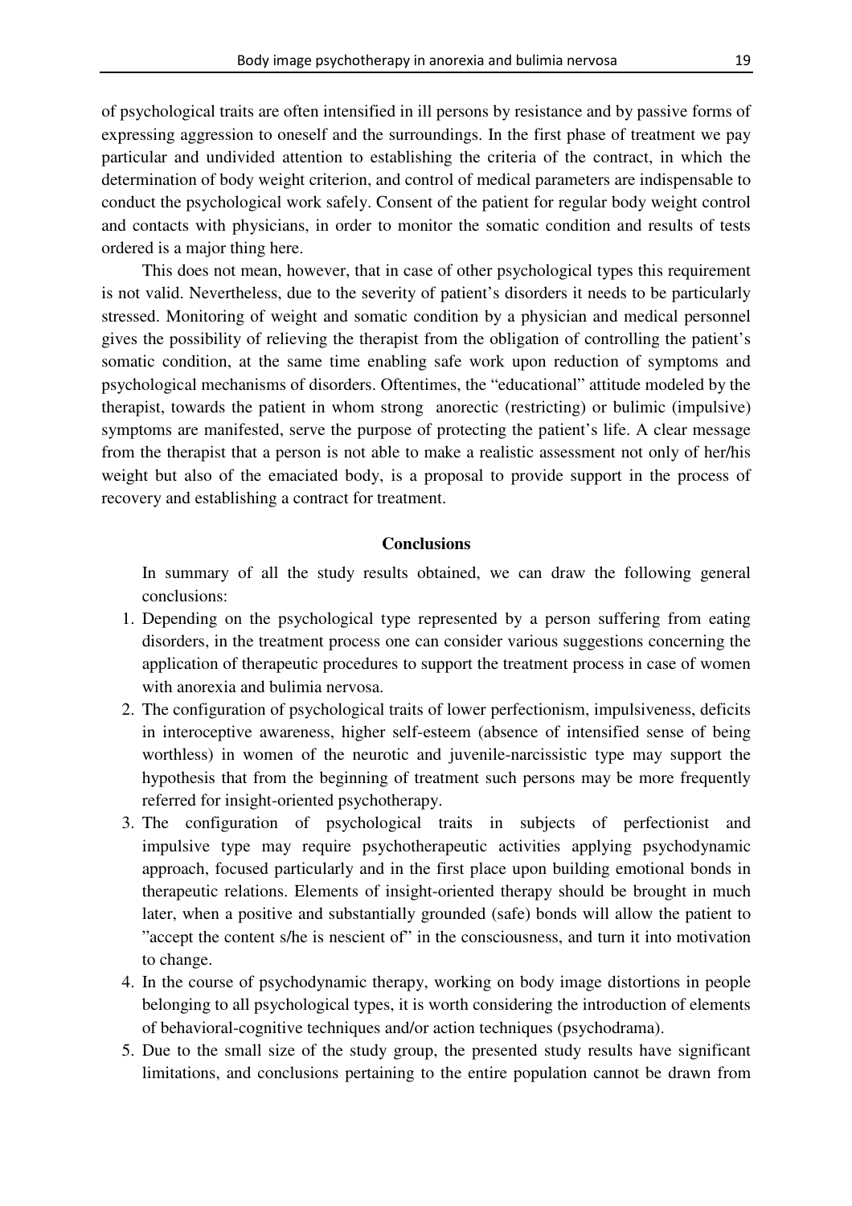of psychological traits are often intensified in ill persons by resistance and by passive forms of expressing aggression to oneself and the surroundings. In the first phase of treatment we pay particular and undivided attention to establishing the criteria of the contract, in which the determination of body weight criterion, and control of medical parameters are indispensable to conduct the psychological work safely. Consent of the patient for regular body weight control and contacts with physicians, in order to monitor the somatic condition and results of tests ordered is a major thing here.

This does not mean, however, that in case of other psychological types this requirement is not valid. Nevertheless, due to the severity of patient's disorders it needs to be particularly stressed. Monitoring of weight and somatic condition by a physician and medical personnel gives the possibility of relieving the therapist from the obligation of controlling the patient's somatic condition, at the same time enabling safe work upon reduction of symptoms and psychological mechanisms of disorders. Oftentimes, the "educational" attitude modeled by the therapist, towards the patient in whom strong anorectic (restricting) or bulimic (impulsive) symptoms are manifested, serve the purpose of protecting the patient's life. A clear message from the therapist that a person is not able to make a realistic assessment not only of her/his weight but also of the emaciated body, is a proposal to provide support in the process of recovery and establishing a contract for treatment.

## Conclusions

In summary of all the study results obtained, we can draw the following general conclusions:

1. Depending on the psychological type represented by a person suffering from eating disorders, in the treatment process one can consider various suggestions concerning the application of therapeutic procedures to support the treatment process in case of women with anorexia and bulimia nervosa.
2. The configuration of psychological traits of lower perfectionism, impulsiveness, deficits in interoceptive awareness, higher self-esteem (absence of intensified sense of being worthless) in women of the neurotic and juvenile-narcissistic type may support the hypothesis that from the beginning of treatment such persons may be more frequently referred for insight-oriented psychotherapy.
3. The configuration of psychological traits in subjects of perfectionist and impulsive type may require psychotherapeutic activities applying psychodynamic approach, focused particularly and in the first place upon building emotional bonds in therapeutic relations. Elements of insight-oriented therapy should be brought in much later, when a positive and substantially grounded (safe) bonds will allow the patient to "accept the content s/he is nescient of" in the consciousness, and turn it into motivation to change.
4. In the course of psychodynamic therapy, working on body image distortions in people belonging to all psychological types, it is worth considering the introduction of elements of behavioral-cognitive techniques and/or action techniques (psychodrama).
5. Due to the small size of the study group, the presented study results have significant limitations, and conclusions pertaining to the entire population cannot be drawn from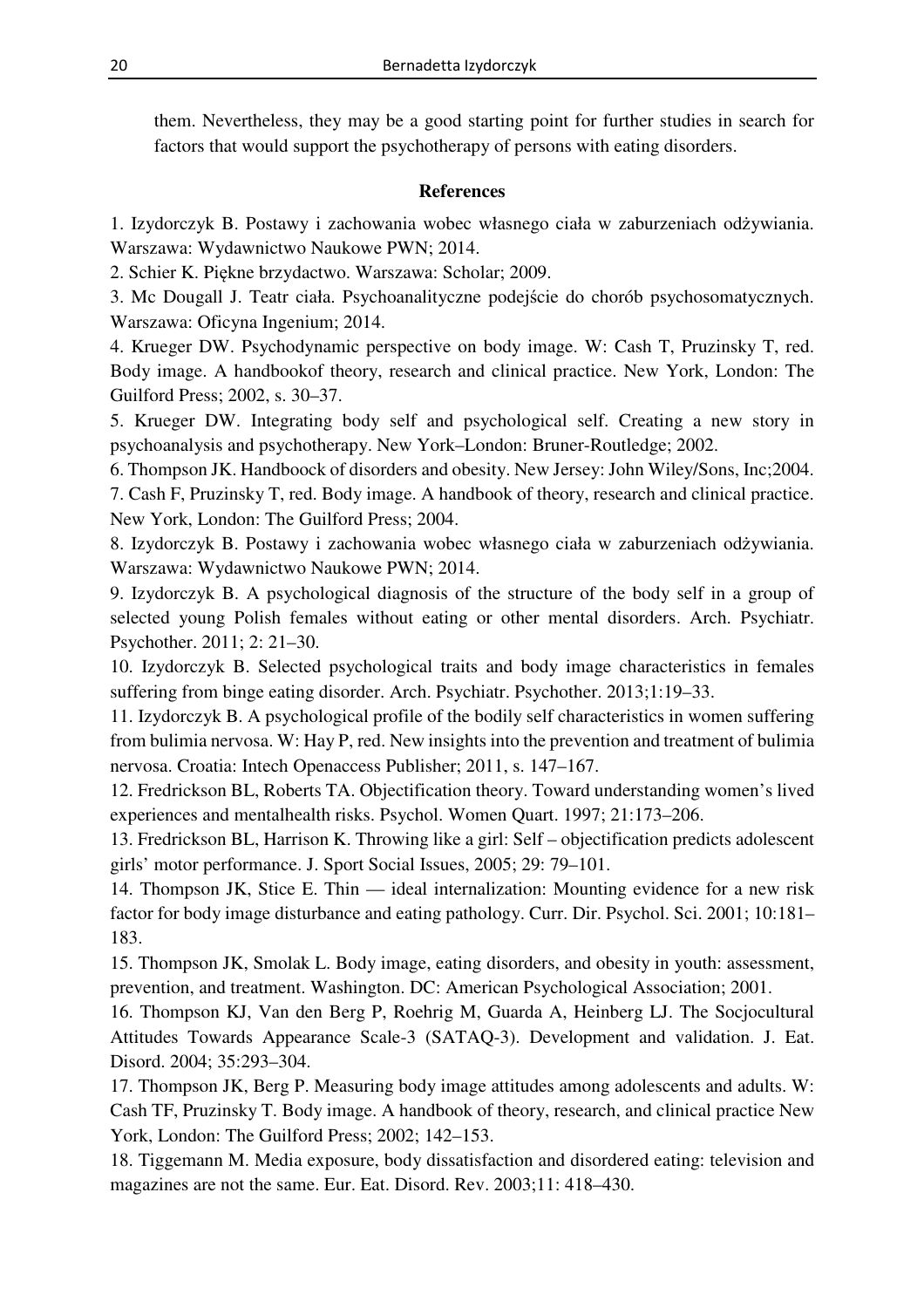them. Nevertheless, they may be a good starting point for further studies in search for factors that would support the psychotherapy of persons with eating disorders.

## References

1. Izydorczyk B. Postawy i zachowania wobec własnego ciała w zaburzeniach odżywiania. Warszawa: Wydawnictwo Naukowe PWN; 2014.
2. Schier K. Piękne brzydactwo. Warszawa: Scholar; 2009.
3. Mc Dougall J. Teatr ciała. Psychoanalityczne podejście do chorób psychosomatycznych. Warszawa: Oficyna Ingenium; 2014.
4. Krueger DW. Psychodynamic perspective on body image. W: Cash T, Pruzinsky T, red. Body image. A handbookof theory, research and clinical practice. New York, London: The Guilford Press; 2002, s. 30–37.
5. Krueger DW. Integrating body self and psychological self. Creating a new story in psychoanalysis and psychotherapy. New York–London: Bruner-Routledge; 2002.
6. Thompson JK. Handboock of disorders and obesity. New Jersey: John Wiley/Sons, Inc;2004.
7. Cash F, Pruzinsky T, red. Body image. A handbook of theory, research and clinical practice. New York, London: The Guilford Press; 2004.
8. Izydorczyk B. Postawy i zachowania wobec własnego ciała w zaburzeniach odżywiania. Warszawa: Wydawnictwo Naukowe PWN; 2014.
9. Izydorczyk B. A psychological diagnosis of the structure of the body self in a group of selected young Polish females without eating or other mental disorders. Arch. Psychiatr. Psychother. 2011; 2: 21–30.
10. Izydorczyk B. Selected psychological traits and body image characteristics in females suffering from binge eating disorder. Arch. Psychiatr. Psychother. 2013;1:19–33.
11. Izydorczyk B. A psychological profile of the bodily self characteristics in women suffering from bulimia nervosa. W: Hay P, red. New insights into the prevention and treatment of bulimia nervosa. Croatia: Intech Openaccess Publisher; 2011, s. 147–167.
12. Fredrickson BL, Roberts TA. Objectification theory. Toward understanding women's lived experiences and mentalhealth risks. Psychol. Women Quart. 1997; 21:173–206.
13. Fredrickson BL, Harrison K. Throwing like a girl: Self – objectification predicts adolescent girls' motor performance. J. Sport Social Issues, 2005; 29: 79–101.
14. Thompson JK, Stice E. Thin — ideal internalization: Mounting evidence for a new risk factor for body image disturbance and eating pathology. Curr. Dir. Psychol. Sci. 2001; 10:181–183.
15. Thompson JK, Smolak L. Body image, eating disorders, and obesity in youth: assessment, prevention, and treatment. Washington. DC: American Psychological Association; 2001.
16. Thompson KJ, Van den Berg P, Roehrig M, Guarda A, Heinberg LJ. The Socjocultural Attitudes Towards Appearance Scale-3 (SATAQ-3). Development and validation. J. Eat. Disord. 2004; 35:293–304.
17. Thompson JK, Berg P. Measuring body image attitudes among adolescents and adults. W: Cash TF, Pruzinsky T. Body image. A handbook of theory, research, and clinical practice New York, London: The Guilford Press; 2002; 142–153.
18. Tiggemann M. Media exposure, body dissatisfaction and disordered eating: television and magazines are not the same. Eur. Eat. Disord. Rev. 2003;11: 418–430.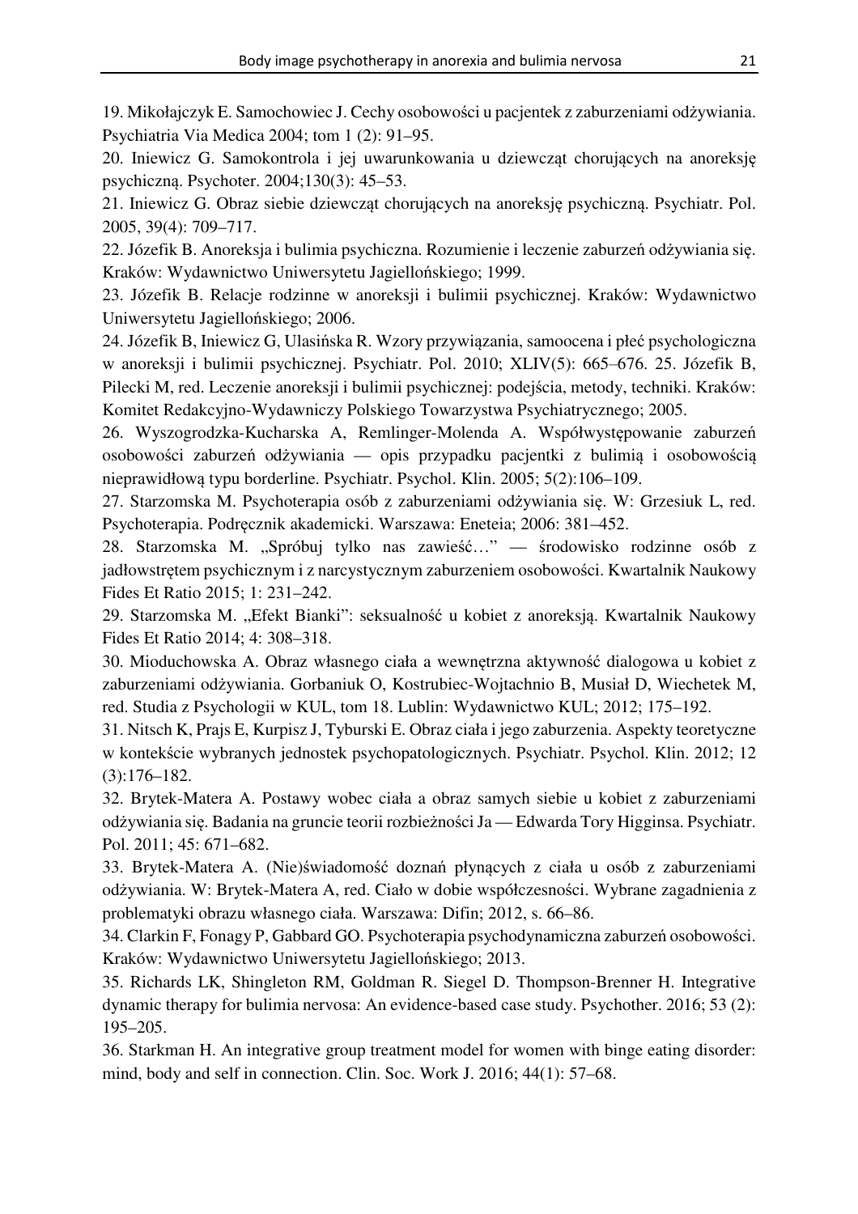19. Mikołajczyk E. Samochowiec J. Cechy osobowości u pacjentek z zaburzeniami odżywiania. Psychiatria Via Medica 2004; tom 1 (2): 91–95.

20. Iniewicz G. Samokontrola i jej uwarunkowania u dziewcząt chorujących na anoreksję psychiczną. Psychoter. 2004;130(3): 45–53.

21. Iniewicz G. Obraz siebie dziewcząt chorujących na anoreksję psychiczną. Psychiatr. Pol. 2005, 39(4): 709–717.

22. Józefik B. Anoreksja i bulimia psychiczna. Rozumienie i leczenie zaburzeń odżywiania się. Kraków: Wydawnictwo Uniwersytetu Jagiellońskiego; 1999.

23. Józefik B. Relacje rodzinne w anoreksji i bulimii psychicznej. Kraków: Wydawnictwo Uniwersytetu Jagiellońskiego; 2006.

24. Józefik B, Iniewicz G, Ulasińska R. Wzory przywiązania, samoocena i płeć psychologiczna w anoreksji i bulimii psychicznej. Psychiatr. Pol. 2010; XLIV(5): 665–676. 25. Józefik B, Pilecki M, red. Leczenie anoreksji i bulimii psychicznej: podejścia, metody, techniki. Kraków: Komitet Redakcyjno-Wydawniczy Polskiego Towarzystwa Psychiatrycznego; 2005.

26. Wyszogrodzka-Kucharska A, Remlinger-Molenda A. Współwystępowanie zaburzeń osobowości zaburzeń odżywiania — opis przypadku pacjentki z bulimią i osobowością nieprawidłową typu borderline. Psychiatr. Psychol. Klin. 2005; 5(2):106–109.

27. Starzomska M. Psychoterapia osób z zaburzeniami odżywiania się. W: Grzesiuk L, red. Psychoterapia. Podręcznik akademicki. Warszawa: Eneteia; 2006: 381–452.

28. Starzomska M. „Spróbuj tylko nas zawieść…" — środowisko rodzinne osób z jadłowstrętem psychicznym i z narcystycznym zaburzeniem osobowości. Kwartalnik Naukowy Fides Et Ratio 2015; 1: 231–242.

29. Starzomska M. „Efekt Bianki": seksualność u kobiet z anoreksją. Kwartalnik Naukowy Fides Et Ratio 2014; 4: 308–318.

30. Mioduchowska A. Obraz własnego ciała a wewnętrzna aktywność dialogowa u kobiet z zaburzeniami odżywiania. Gorbaniuk O, Kostrubiec-Wojtachnio B, Musiał D, Wiechetek M, red. Studia z Psychologii w KUL, tom 18. Lublin: Wydawnictwo KUL; 2012; 175–192.

31. Nitsch K, Prajs E, Kurpisz J, Tyburski E. Obraz ciała i jego zaburzenia. Aspekty teoretyczne w kontekście wybranych jednostek psychopatologicznych. Psychiatr. Psychol. Klin. 2012; 12 (3):176–182.

32. Brytek-Matera A. Postawy wobec ciała a obraz samych siebie u kobiet z zaburzeniami odżywiania się. Badania na gruncie teorii rozbieżności Ja — Edwarda Tory Higginsa. Psychiatr. Pol. 2011; 45: 671–682.

33. Brytek-Matera A. (Nie)świadomość doznań płynących z ciała u osób z zaburzeniami odżywiania. W: Brytek-Matera A, red. Ciało w dobie współczesności. Wybrane zagadnienia z problematyki obrazu własnego ciała. Warszawa: Difin; 2012, s. 66–86.

34. Clarkin F, Fonagy P, Gabbard GO. Psychoterapia psychodynamiczna zaburzeń osobowości. Kraków: Wydawnictwo Uniwersytetu Jagiellońskiego; 2013.

35. Richards LK, Shingleton RM, Goldman R. Siegel D. Thompson-Brenner H. Integrative dynamic therapy for bulimia nervosa: An evidence-based case study. Psychother. 2016; 53 (2): 195–205.

36. Starkman H. An integrative group treatment model for women with binge eating disorder: mind, body and self in connection. Clin. Soc. Work J. 2016; 44(1): 57–68.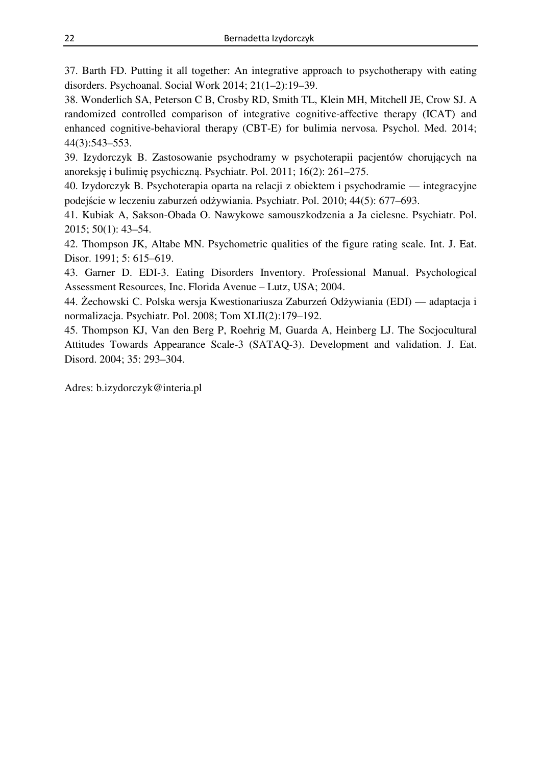37. Barth FD. Putting it all together: An integrative approach to psychotherapy with eating disorders. Psychoanal. Social Work 2014; 21(1–2):19–39.

38. Wonderlich SA, Peterson C B, Crosby RD, Smith TL, Klein MH, Mitchell JE, Crow SJ. A randomized controlled comparison of integrative cognitive-affective therapy (ICAT) and enhanced cognitive-behavioral therapy (CBT-E) for bulimia nervosa. Psychol. Med. 2014; 44(3):543–553.

39. Izydorczyk B. Zastosowanie psychodramy w psychoterapii pacjentów chorujących na anoreksję i bulimię psychiczną. Psychiatr. Pol. 2011; 16(2): 261–275.

40. Izydorczyk B. Psychoterapia oparta na relacji z obiektem i psychodramie — integracyjne podejście w leczeniu zaburzeń odżywiania. Psychiatr. Pol. 2010; 44(5): 677–693.

41. Kubiak A, Sakson-Obada O. Nawykowe samouszkodzenia a Ja cielesne. Psychiatr. Pol. 2015; 50(1): 43–54.

42. Thompson JK, Altabe MN. Psychometric qualities of the figure rating scale. Int. J. Eat. Disor. 1991; 5: 615–619.

43. Garner D. EDI-3. Eating Disorders Inventory. Professional Manual. Psychological Assessment Resources, Inc. Florida Avenue – Lutz, USA; 2004.

44. Żechowski C. Polska wersja Kwestionariusza Zaburzeń Odżywiania (EDI) — adaptacja i normalizacja. Psychiatr. Pol. 2008; Tom XLII(2):179–192.

45. Thompson KJ, Van den Berg P, Roehrig M, Guarda A, Heinberg LJ. The Socjocultural Attitudes Towards Appearance Scale-3 (SATAQ-3). Development and validation. J. Eat. Disord. 2004; 35: 293–304.

Adres: b.izydorczyk@interia.pl